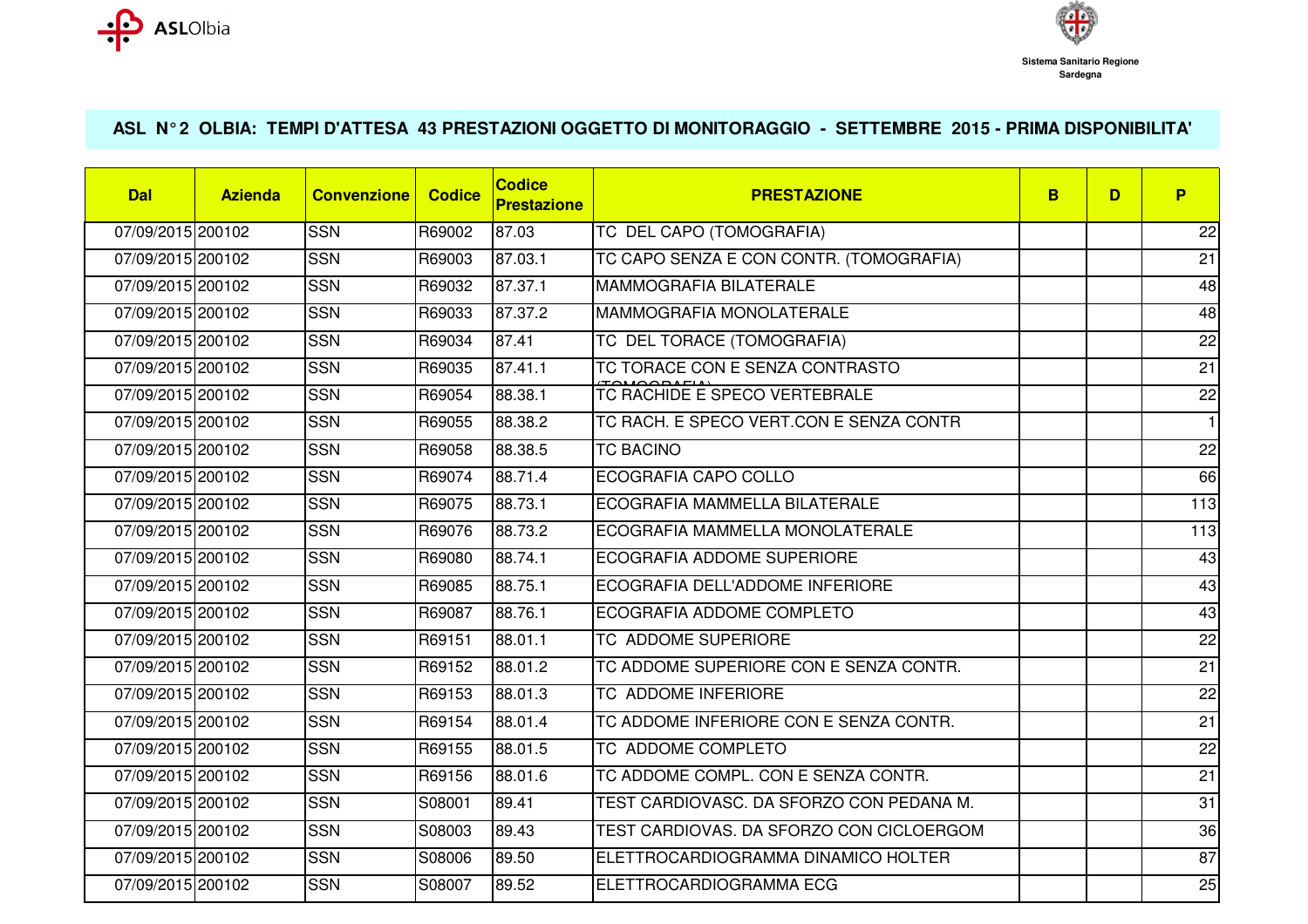## ASL N° 2 OLBIA: TEMPI D'ATTESA 43 PRESTAZIONI OGGETTO DI MONITORAGGIO - SETTEMBRE 2015 - PRIMA DISPONIBILITA'

| Dal | Azienda | Convenzione | Codice | Codice Prestazione | PRESTAZIONE | B | D | P |
|---|---|---|---|---|---|---|---|---|
| 07/09/2015 | 200102 | SSN | R69002 | 87.03 | TC DEL CAPO (TOMOGRAFIA) | | | 22 |
| 07/09/2015 | 200102 | SSN | R69003 | 87.03.1 | TC CAPO SENZA E CON CONTR. (TOMOGRAFIA) | | | 21 |
| 07/09/2015 | 200102 | SSN | R69032 | 87.37.1 | MAMMOGRAFIA BILATERALE | | | 48 |
| 07/09/2015 | 200102 | SSN | R69033 | 87.37.2 | MAMMOGRAFIA MONOLATERALE | | | 48 |
| 07/09/2015 | 200102 | SSN | R69034 | 87.41 | TC DEL TORACE (TOMOGRAFIA) | | | 22 |
| 07/09/2015 | 200102 | SSN | R69035 | 87.41.1 | TC TORACE CON E SENZA CONTRASTO (TOMOGRAFIA) | | | 21 |
| 07/09/2015 | 200102 | SSN | R69054 | 88.38.1 | TC RACHIDE E SPECO VERTEBRALE | | | 22 |
| 07/09/2015 | 200102 | SSN | R69055 | 88.38.2 | TC RACH. E SPECO VERT.CON E SENZA CONTR | | | 1 |
| 07/09/2015 | 200102 | SSN | R69058 | 88.38.5 | TC BACINO | | | 22 |
| 07/09/2015 | 200102 | SSN | R69074 | 88.71.4 | ECOGRAFIA CAPO COLLO | | | 66 |
| 07/09/2015 | 200102 | SSN | R69075 | 88.73.1 | ECOGRAFIA MAMMELLA BILATERALE | | | 113 |
| 07/09/2015 | 200102 | SSN | R69076 | 88.73.2 | ECOGRAFIA MAMMELLA MONOLATERALE | | | 113 |
| 07/09/2015 | 200102 | SSN | R69080 | 88.74.1 | ECOGRAFIA ADDOME SUPERIORE | | | 43 |
| 07/09/2015 | 200102 | SSN | R69085 | 88.75.1 | ECOGRAFIA DELL'ADDOME INFERIORE | | | 43 |
| 07/09/2015 | 200102 | SSN | R69087 | 88.76.1 | ECOGRAFIA ADDOME COMPLETO | | | 43 |
| 07/09/2015 | 200102 | SSN | R69151 | 88.01.1 | TC ADDOME SUPERIORE | | | 22 |
| 07/09/2015 | 200102 | SSN | R69152 | 88.01.2 | TC ADDOME SUPERIORE CON E SENZA CONTR. | | | 21 |
| 07/09/2015 | 200102 | SSN | R69153 | 88.01.3 | TC ADDOME INFERIORE | | | 22 |
| 07/09/2015 | 200102 | SSN | R69154 | 88.01.4 | TC ADDOME INFERIORE CON E SENZA CONTR. | | | 21 |
| 07/09/2015 | 200102 | SSN | R69155 | 88.01.5 | TC ADDOME COMPLETO | | | 22 |
| 07/09/2015 | 200102 | SSN | R69156 | 88.01.6 | TC ADDOME COMPL. CON E SENZA CONTR. | | | 21 |
| 07/09/2015 | 200102 | SSN | S08001 | 89.41 | TEST CARDIOVASC. DA SFORZO CON PEDANA M. | | | 31 |
| 07/09/2015 | 200102 | SSN | S08003 | 89.43 | TEST CARDIOVAS. DA SFORZO CON CICLOERGOM | | | 36 |
| 07/09/2015 | 200102 | SSN | S08006 | 89.50 | ELETTROCARDIOGRAMMA DINAMICO HOLTER | | | 87 |
| 07/09/2015 | 200102 | SSN | S08007 | 89.52 | ELETTROCARDIOGRAMMA ECG | | | 25 |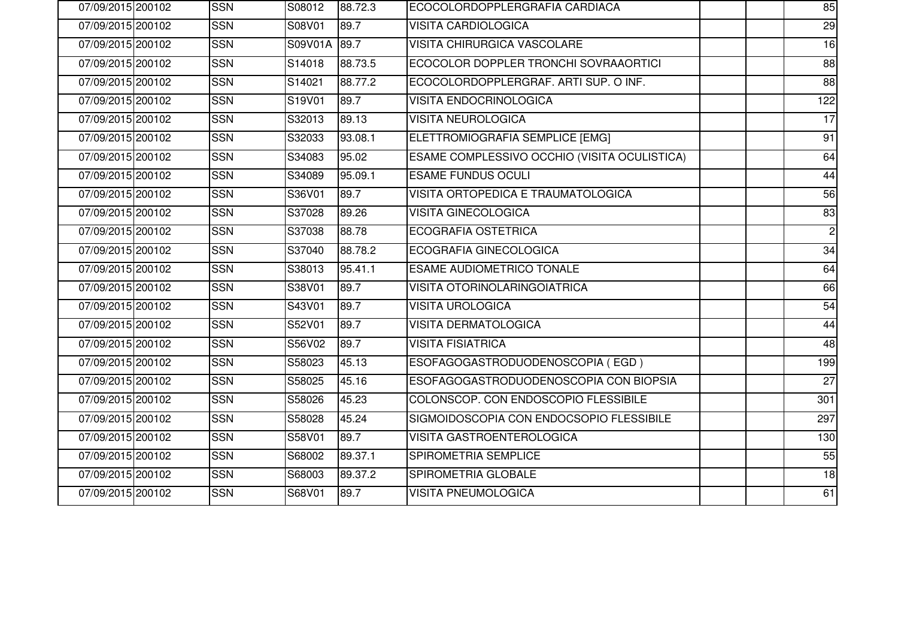| | | | | | | | | |
|---|---|---|---|---|---|---|---|---|
| 07/09/2015 | 200102 | SSN | S08012 | 88.72.3 | ECOCOLORDOPPLERGRAFIA CARDIACA | | | 85 |
| 07/09/2015 | 200102 | SSN | S08V01 | 89.7 | VISITA CARDIOLOGICA | | | 29 |
| 07/09/2015 | 200102 | SSN | S09V01A | 89.7 | VISITA CHIRURGICA VASCOLARE | | | 16 |
| 07/09/2015 | 200102 | SSN | S14018 | 88.73.5 | ECOCOLOR DOPPLER TRONCHI SOVRAAORTICI | | | 88 |
| 07/09/2015 | 200102 | SSN | S14021 | 88.77.2 | ECOCOLORDOPPLERGRAF. ARTI SUP. O INF. | | | 88 |
| 07/09/2015 | 200102 | SSN | S19V01 | 89.7 | VISITA ENDOCRINOLOGICA | | | 122 |
| 07/09/2015 | 200102 | SSN | S32013 | 89.13 | VISITA NEUROLOGICA | | | 17 |
| 07/09/2015 | 200102 | SSN | S32033 | 93.08.1 | ELETTROMIOGRAFIA SEMPLICE [EMG] | | | 91 |
| 07/09/2015 | 200102 | SSN | S34083 | 95.02 | ESAME COMPLESSIVO OCCHIO (VISITA OCULISTICA) | | | 64 |
| 07/09/2015 | 200102 | SSN | S34089 | 95.09.1 | ESAME FUNDUS OCULI | | | 44 |
| 07/09/2015 | 200102 | SSN | S36V01 | 89.7 | VISITA ORTOPEDICA E TRAUMATOLOGICA | | | 56 |
| 07/09/2015 | 200102 | SSN | S37028 | 89.26 | VISITA GINECOLOGICA | | | 83 |
| 07/09/2015 | 200102 | SSN | S37038 | 88.78 | ECOGRAFIA OSTETRICA | | | 2 |
| 07/09/2015 | 200102 | SSN | S37040 | 88.78.2 | ECOGRAFIA GINECOLOGICA | | | 34 |
| 07/09/2015 | 200102 | SSN | S38013 | 95.41.1 | ESAME AUDIOMETRICO TONALE | | | 64 |
| 07/09/2015 | 200102 | SSN | S38V01 | 89.7 | VISITA OTORINOLARINGOIATRICA | | | 66 |
| 07/09/2015 | 200102 | SSN | S43V01 | 89.7 | VISITA UROLOGICA | | | 54 |
| 07/09/2015 | 200102 | SSN | S52V01 | 89.7 | VISITA DERMATOLOGICA | | | 44 |
| 07/09/2015 | 200102 | SSN | S56V02 | 89.7 | VISITA FISIATRICA | | | 48 |
| 07/09/2015 | 200102 | SSN | S58023 | 45.13 | ESOFAGOGASTRODUODENOSCOPIA ( EGD ) | | | 199 |
| 07/09/2015 | 200102 | SSN | S58025 | 45.16 | ESOFAGOGASTRODUODENOSCOPIA CON BIOPSIA | | | 27 |
| 07/09/2015 | 200102 | SSN | S58026 | 45.23 | COLONSCOP. CON ENDOSCOPIO FLESSIBILE | | | 301 |
| 07/09/2015 | 200102 | SSN | S58028 | 45.24 | SIGMOIDOSCOPIA CON ENDOCSOPIO FLESSIBILE | | | 297 |
| 07/09/2015 | 200102 | SSN | S58V01 | 89.7 | VISITA GASTROENTEROLOGICA | | | 130 |
| 07/09/2015 | 200102 | SSN | S68002 | 89.37.1 | SPIROMETRIA SEMPLICE | | | 55 |
| 07/09/2015 | 200102 | SSN | S68003 | 89.37.2 | SPIROMETRIA GLOBALE | | | 18 |
| 07/09/2015 | 200102 | SSN | S68V01 | 89.7 | VISITA PNEUMOLOGICA | | | 61 |